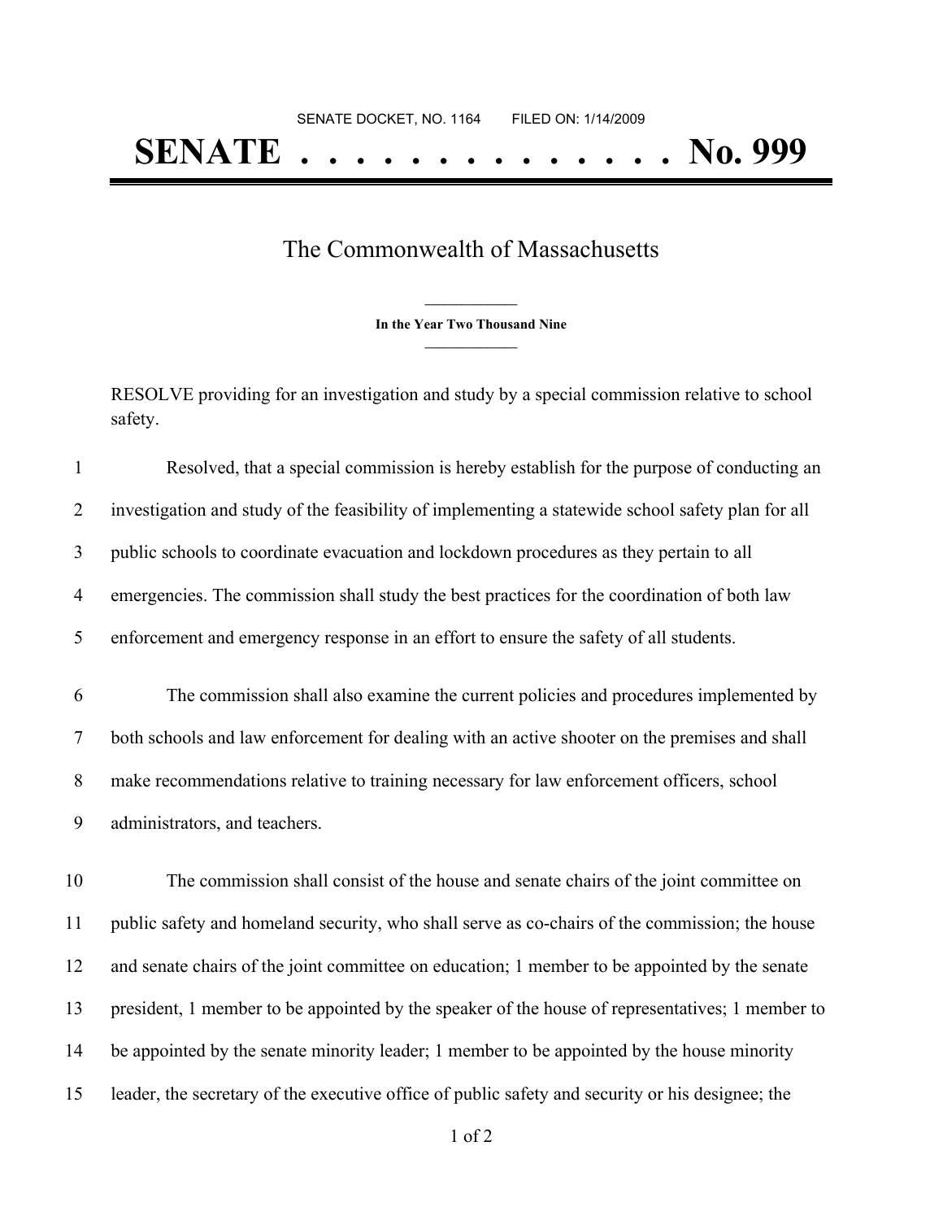SENATE DOCKET, NO. 1164        FILED ON: 1/14/2009

# SENATE . . . . . . . . . . . . . . No. 999

## The Commonwealth of Massachusetts

**In the Year Two Thousand Nine**

RESOLVE providing for an investigation and study by a special commission relative to school safety.

Resolved, that a special commission is hereby establish for the purpose of conducting an investigation and study of the feasibility of implementing a statewide school safety plan for all public schools to coordinate evacuation and lockdown procedures as they pertain to all emergencies. The commission shall study the best practices for the coordination of both law enforcement and emergency response in an effort to ensure the safety of all students.

The commission shall also examine the current policies and procedures implemented by both schools and law enforcement for dealing with an active shooter on the premises and shall make recommendations relative to training necessary for law enforcement officers, school administrators, and teachers.

The commission shall consist of the house and senate chairs of the joint committee on public safety and homeland security, who shall serve as co-chairs of the commission; the house and senate chairs of the joint committee on education; 1 member to be appointed by the senate president, 1 member to be appointed by the speaker of the house of representatives; 1 member to be appointed by the senate minority leader; 1 member to be appointed by the house minority leader, the secretary of the executive office of public safety and security or his designee; the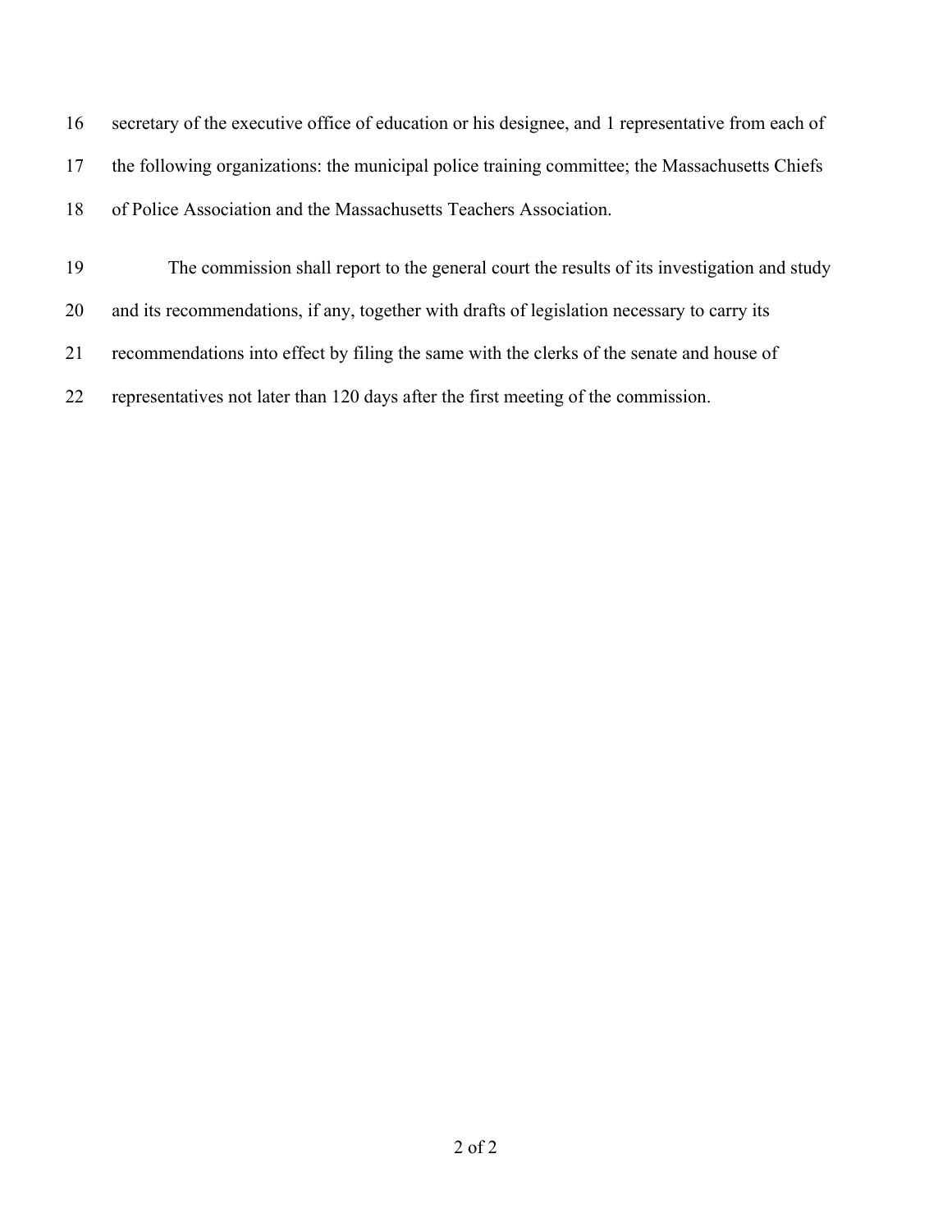16 secretary of the executive office of education or his designee, and 1 representative from each of

17 the following organizations: the municipal police training committee; the Massachusetts Chiefs

18 of Police Association and the Massachusetts Teachers Association.

19 The commission shall report to the general court the results of its investigation and study

20 and its recommendations, if any, together with drafts of legislation necessary to carry its

21 recommendations into effect by filing the same with the clerks of the senate and house of

22 representatives not later than 120 days after the first meeting of the commission.